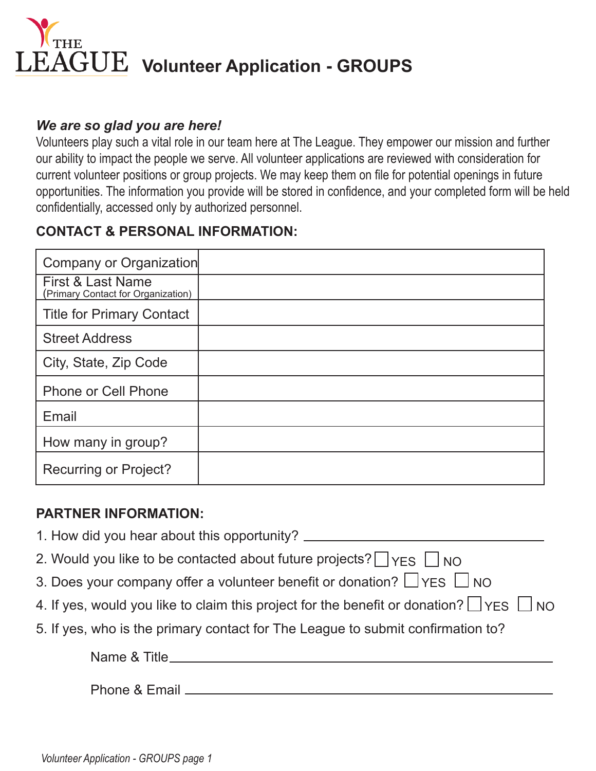# THE LEAGUE Volunteer Application - GROUPS

***We are so glad you are here!***

Volunteers play such a vital role in our team here at The League. They empower our mission and further our ability to impact the people we serve. All volunteer applications are reviewed with consideration for current volunteer positions or group projects. We may keep them on file for potential openings in future opportunities. The information you provide will be stored in confidence, and your completed form will be held confidentially, accessed only by authorized personnel.

## CONTACT & PERSONAL INFORMATION:

| | |
|---|---|
| Company or Organization | |
| First & Last Name (Primary Contact for Organization) | |
| Title for Primary Contact | |
| Street Address | |
| City, State, Zip Code | |
| Phone or Cell Phone | |
| Email | |
| How many in group? | |
| Recurring or Project? | |

## PARTNER INFORMATION:

1. How did you hear about this opportunity? ______________________________
2. Would you like to be contacted about future projects? ☐ YES ☐ NO
3. Does your company offer a volunteer benefit or donation? ☐ YES ☐ NO
4. If yes, would you like to claim this project for the benefit or donation? ☐ YES ☐ NO
5. If yes, who is the primary contact for The League to submit confirmation to?

   Name & Title ______________________________

   Phone & Email ______________________________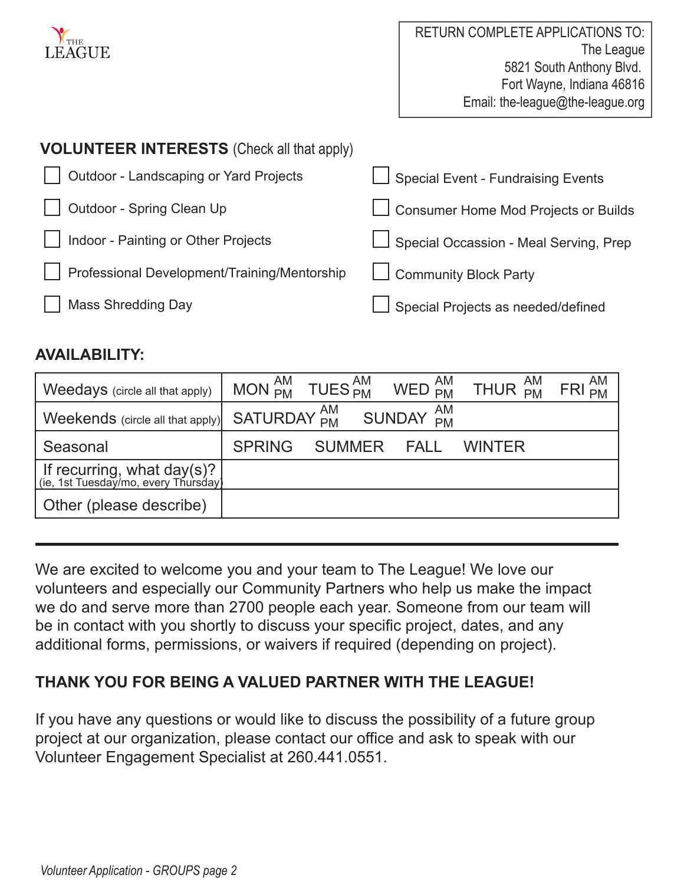THE LEAGUE

RETURN COMPLETE APPLICATIONS TO:
The League
5821 South Anthony Blvd.
Fort Wayne, Indiana 46816
Email: the-league@the-league.org

**VOLUNTEER INTERESTS** (Check all that apply)

- ☐ Outdoor - Landscaping or Yard Projects
- ☐ Outdoor - Spring Clean Up
- ☐ Indoor - Painting or Other Projects
- ☐ Professional Development/Training/Mentorship
- ☐ Mass Shredding Day
- ☐ Special Event - Fundraising Events
- ☐ Consumer Home Mod Projects or Builds
- ☐ Special Occassion - Meal Serving, Prep
- ☐ Community Block Party
- ☐ Special Projects as needed/defined

**AVAILABILITY:**

| | |
|---|---|
| Weedays (circle all that apply) | MON AM PM   TUES AM PM   WED AM PM   THUR AM PM   FRI AM PM |
| Weekends (circle all that apply) | SATURDAY AM PM   SUNDAY AM PM |
| Seasonal | SPRING   SUMMER   FALL   WINTER |
| If recurring, what day(s)? (ie, 1st Tuesday/mo, every Thursday) | |
| Other (please describe) | |

---

We are excited to welcome you and your team to The League! We love our volunteers and especially our Community Partners who help us make the impact we do and serve more than 2700 people each year. Someone from our team will be in contact with you shortly to discuss your specific project, dates, and any additional forms, permissions, or waivers if required (depending on project).

**THANK YOU FOR BEING A VALUED PARTNER WITH THE LEAGUE!**

If you have any questions or would like to discuss the possibility of a future group project at our organization, please contact our office and ask to speak with our Volunteer Engagement Specialist at 260.441.0551.